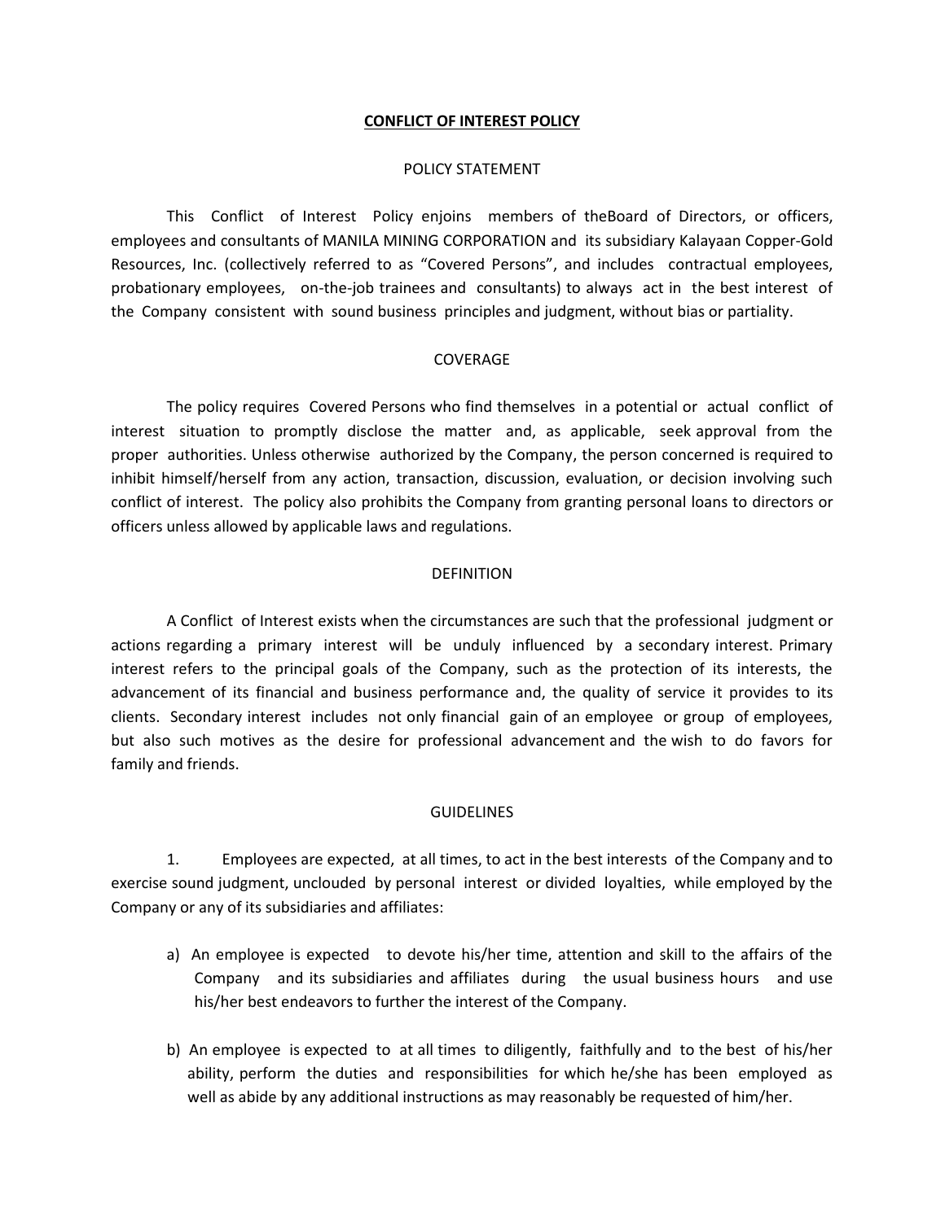# CONFLICT OF INTEREST POLICY

## POLICY STATEMENT

This Conflict of Interest Policy enjoins members of theBoard of Directors, or officers, employees and consultants of MANILA MINING CORPORATION and its subsidiary Kalayaan Copper-Gold Resources, Inc. (collectively referred to as "Covered Persons", and includes contractual employees, probationary employees, on-the-job trainees and consultants) to always act in the best interest of the Company consistent with sound business principles and judgment, without bias or partiality.

## COVERAGE

The policy requires Covered Persons who find themselves in a potential or actual conflict of interest situation to promptly disclose the matter and, as applicable, seek approval from the proper authorities. Unless otherwise authorized by the Company, the person concerned is required to inhibit himself/herself from any action, transaction, discussion, evaluation, or decision involving such conflict of interest. The policy also prohibits the Company from granting personal loans to directors or officers unless allowed by applicable laws and regulations.

## DEFINITION

A Conflict of Interest exists when the circumstances are such that the professional judgment or actions regarding a primary interest will be unduly influenced by a secondary interest. Primary interest refers to the principal goals of the Company, such as the protection of its interests, the advancement of its financial and business performance and, the quality of service it provides to its clients. Secondary interest includes not only financial gain of an employee or group of employees, but also such motives as the desire for professional advancement and the wish to do favors for family and friends.

## GUIDELINES

1. Employees are expected, at all times, to act in the best interests of the Company and to exercise sound judgment, unclouded by personal interest or divided loyalties, while employed by the Company or any of its subsidiaries and affiliates:

   a) An employee is expected to devote his/her time, attention and skill to the affairs of the Company and its subsidiaries and affiliates during the usual business hours and use his/her best endeavors to further the interest of the Company.

   b) An employee is expected to at all times to diligently, faithfully and to the best of his/her ability, perform the duties and responsibilities for which he/she has been employed as well as abide by any additional instructions as may reasonably be requested of him/her.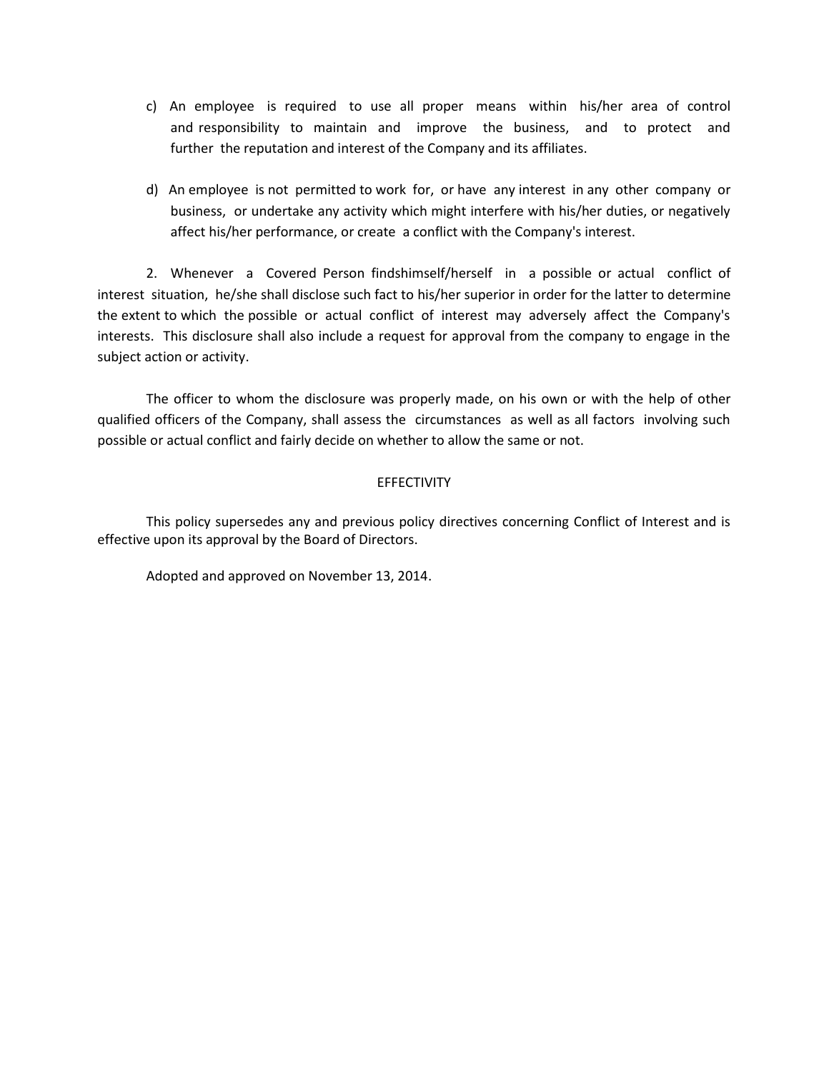c) An employee is required to use all proper means within his/her area of control and responsibility to maintain and improve the business, and to protect and further the reputation and interest of the Company and its affiliates.

d) An employee is not permitted to work for, or have any interest in any other company or business, or undertake any activity which might interfere with his/her duties, or negatively affect his/her performance, or create a conflict with the Company's interest.

2. Whenever a Covered Person findshimself/herself in a possible or actual conflict of interest situation, he/she shall disclose such fact to his/her superior in order for the latter to determine the extent to which the possible or actual conflict of interest may adversely affect the Company's interests. This disclosure shall also include a request for approval from the company to engage in the subject action or activity.

The officer to whom the disclosure was properly made, on his own or with the help of other qualified officers of the Company, shall assess the circumstances as well as all factors involving such possible or actual conflict and fairly decide on whether to allow the same or not.

EFFECTIVITY

This policy supersedes any and previous policy directives concerning Conflict of Interest and is effective upon its approval by the Board of Directors.

Adopted and approved on November 13, 2014.